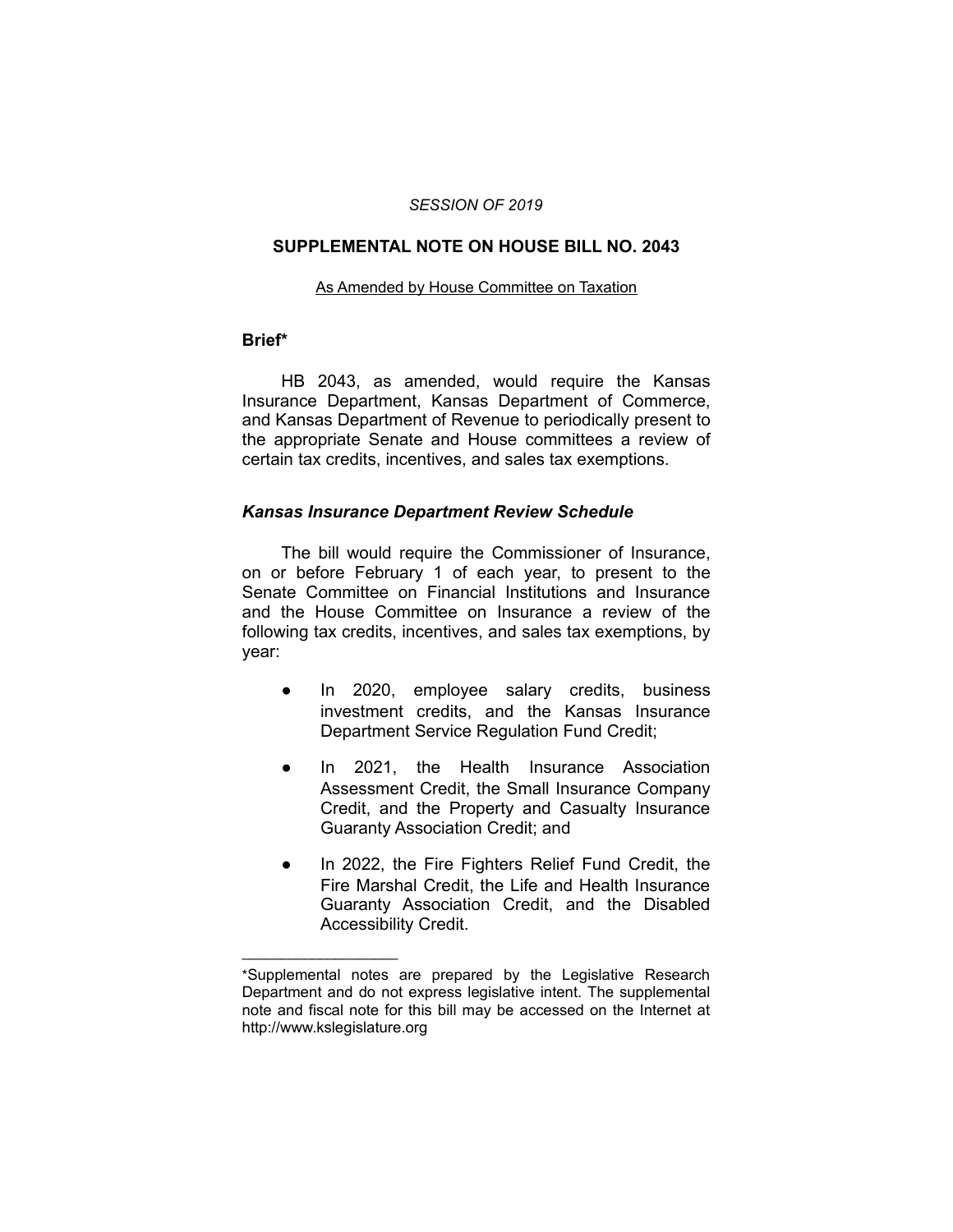*SESSION OF 2019*

**SUPPLEMENTAL NOTE ON HOUSE BILL NO. 2043**

As Amended by House Committee on Taxation

## Brief*

HB 2043, as amended, would require the Kansas Insurance Department, Kansas Department of Commerce, and Kansas Department of Revenue to periodically present to the appropriate Senate and House committees a review of certain tax credits, incentives, and sales tax exemptions.

### *Kansas Insurance Department Review Schedule*

The bill would require the Commissioner of Insurance, on or before February 1 of each year, to present to the Senate Committee on Financial Institutions and Insurance and the House Committee on Insurance a review of the following tax credits, incentives, and sales tax exemptions, by year:

- In 2020, employee salary credits, business investment credits, and the Kansas Insurance Department Service Regulation Fund Credit;
- In 2021, the Health Insurance Association Assessment Credit, the Small Insurance Company Credit, and the Property and Casualty Insurance Guaranty Association Credit; and
- In 2022, the Fire Fighters Relief Fund Credit, the Fire Marshal Credit, the Life and Health Insurance Guaranty Association Credit, and the Disabled Accessibility Credit.

---

*Supplemental notes are prepared by the Legislative Research Department and do not express legislative intent. The supplemental note and fiscal note for this bill may be accessed on the Internet at http://www.kslegislature.org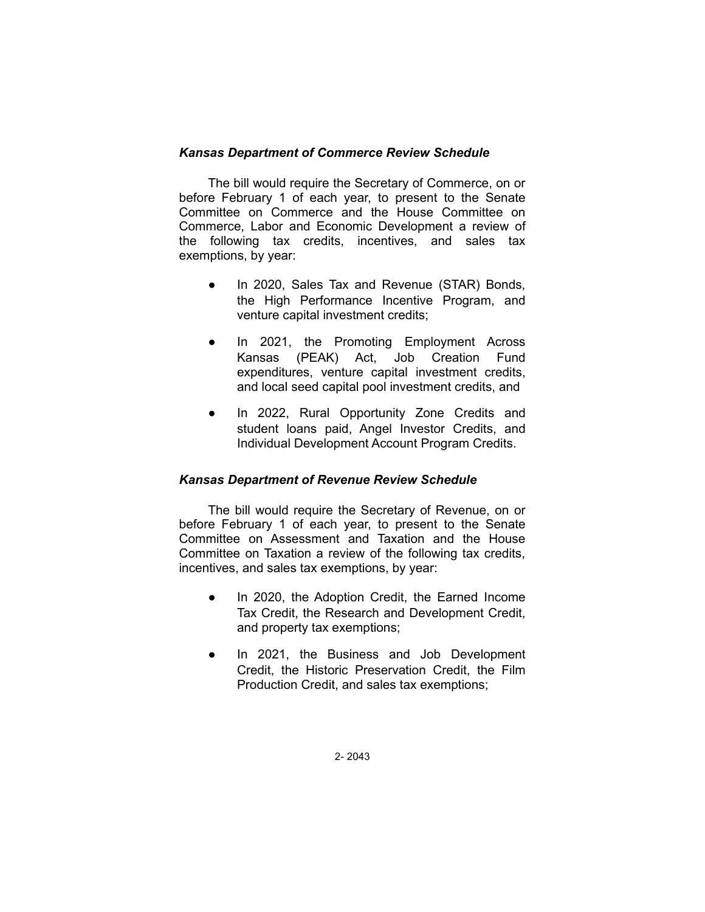### *Kansas Department of Commerce Review Schedule*

The bill would require the Secretary of Commerce, on or before February 1 of each year, to present to the Senate Committee on Commerce and the House Committee on Commerce, Labor and Economic Development a review of the following tax credits, incentives, and sales tax exemptions, by year:

- In 2020, Sales Tax and Revenue (STAR) Bonds, the High Performance Incentive Program, and venture capital investment credits;
- In 2021, the Promoting Employment Across Kansas (PEAK) Act, Job Creation Fund expenditures, venture capital investment credits, and local seed capital pool investment credits, and
- In 2022, Rural Opportunity Zone Credits and student loans paid, Angel Investor Credits, and Individual Development Account Program Credits.

### *Kansas Department of Revenue Review Schedule*

The bill would require the Secretary of Revenue, on or before February 1 of each year, to present to the Senate Committee on Assessment and Taxation and the House Committee on Taxation a review of the following tax credits, incentives, and sales tax exemptions, by year:

- In 2020, the Adoption Credit, the Earned Income Tax Credit, the Research and Development Credit, and property tax exemptions;
- In 2021, the Business and Job Development Credit, the Historic Preservation Credit, the Film Production Credit, and sales tax exemptions;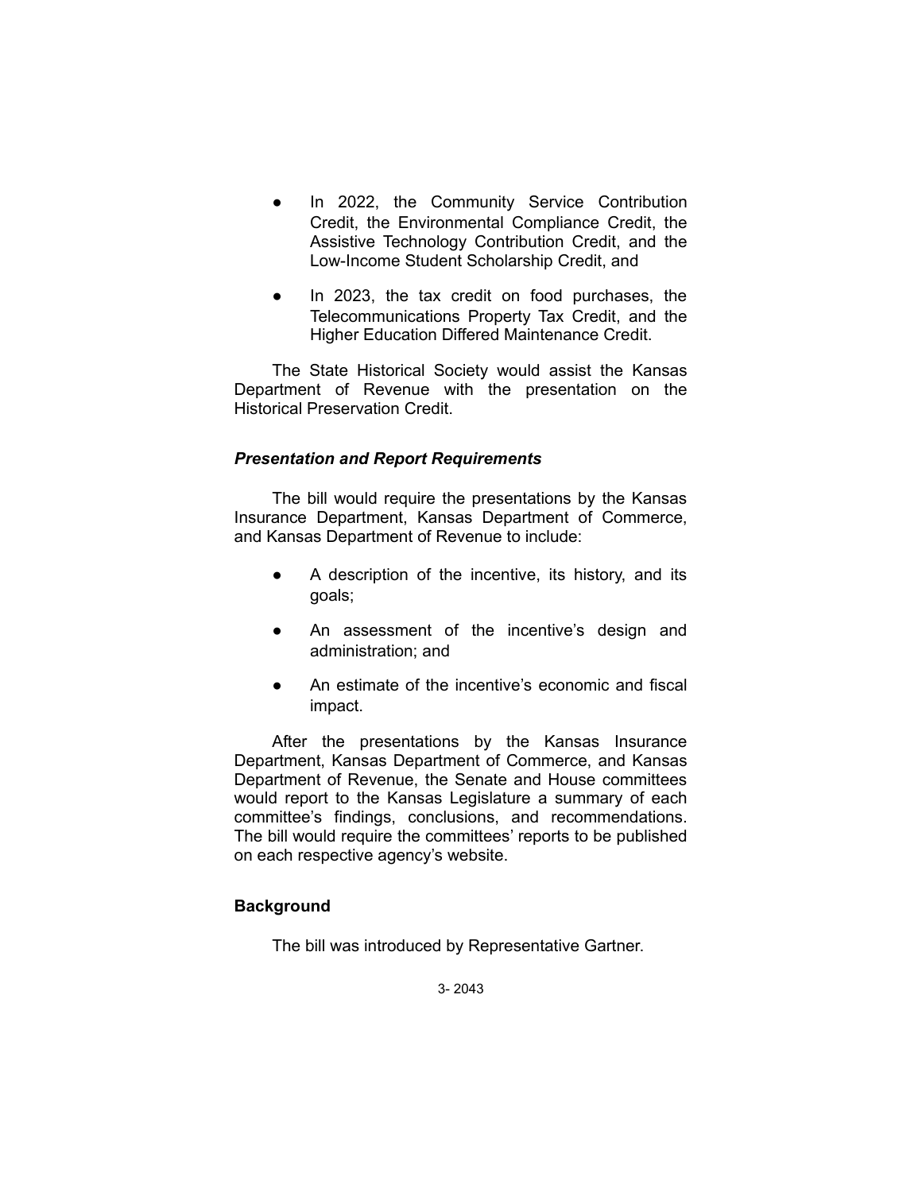- In 2022, the Community Service Contribution Credit, the Environmental Compliance Credit, the Assistive Technology Contribution Credit, and the Low-Income Student Scholarship Credit, and
- In 2023, the tax credit on food purchases, the Telecommunications Property Tax Credit, and the Higher Education Differed Maintenance Credit.

The State Historical Society would assist the Kansas Department of Revenue with the presentation on the Historical Preservation Credit.

### *Presentation and Report Requirements*

The bill would require the presentations by the Kansas Insurance Department, Kansas Department of Commerce, and Kansas Department of Revenue to include:

- A description of the incentive, its history, and its goals;
- An assessment of the incentive's design and administration; and
- An estimate of the incentive's economic and fiscal impact.

After the presentations by the Kansas Insurance Department, Kansas Department of Commerce, and Kansas Department of Revenue, the Senate and House committees would report to the Kansas Legislature a summary of each committee's findings, conclusions, and recommendations. The bill would require the committees' reports to be published on each respective agency's website.

## Background

The bill was introduced by Representative Gartner.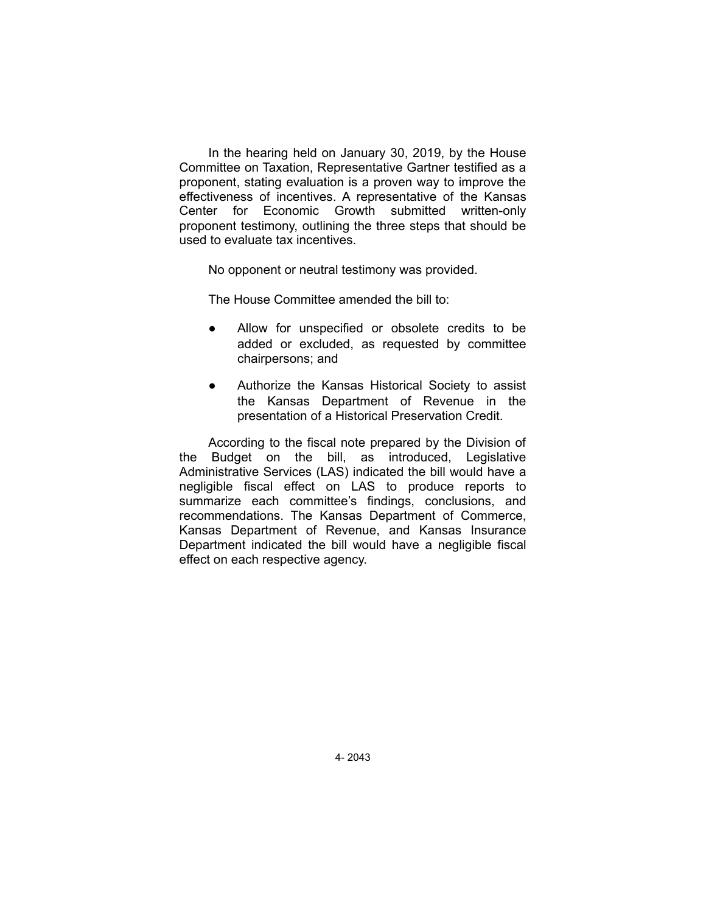In the hearing held on January 30, 2019, by the House Committee on Taxation, Representative Gartner testified as a proponent, stating evaluation is a proven way to improve the effectiveness of incentives. A representative of the Kansas Center for Economic Growth submitted written-only proponent testimony, outlining the three steps that should be used to evaluate tax incentives.

No opponent or neutral testimony was provided.

The House Committee amended the bill to:

- Allow for unspecified or obsolete credits to be added or excluded, as requested by committee chairpersons; and
- Authorize the Kansas Historical Society to assist the Kansas Department of Revenue in the presentation of a Historical Preservation Credit.

According to the fiscal note prepared by the Division of the Budget on the bill, as introduced, Legislative Administrative Services (LAS) indicated the bill would have a negligible fiscal effect on LAS to produce reports to summarize each committee's findings, conclusions, and recommendations. The Kansas Department of Commerce, Kansas Department of Revenue, and Kansas Insurance Department indicated the bill would have a negligible fiscal effect on each respective agency.